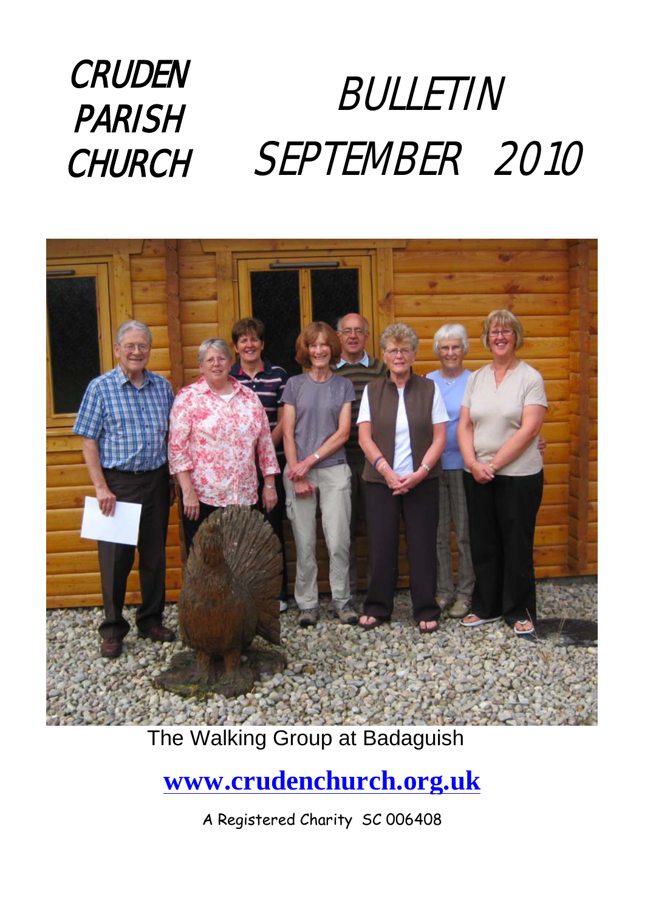# CRUDEN PARISH CHURCH

# BULLETIN SEPTEMBER 2010

The Walking Group at Badaguish

**[www.crudenchurch.org.uk](http://www.crudenchurch.org.uk)**

A Registered Charity SC 006408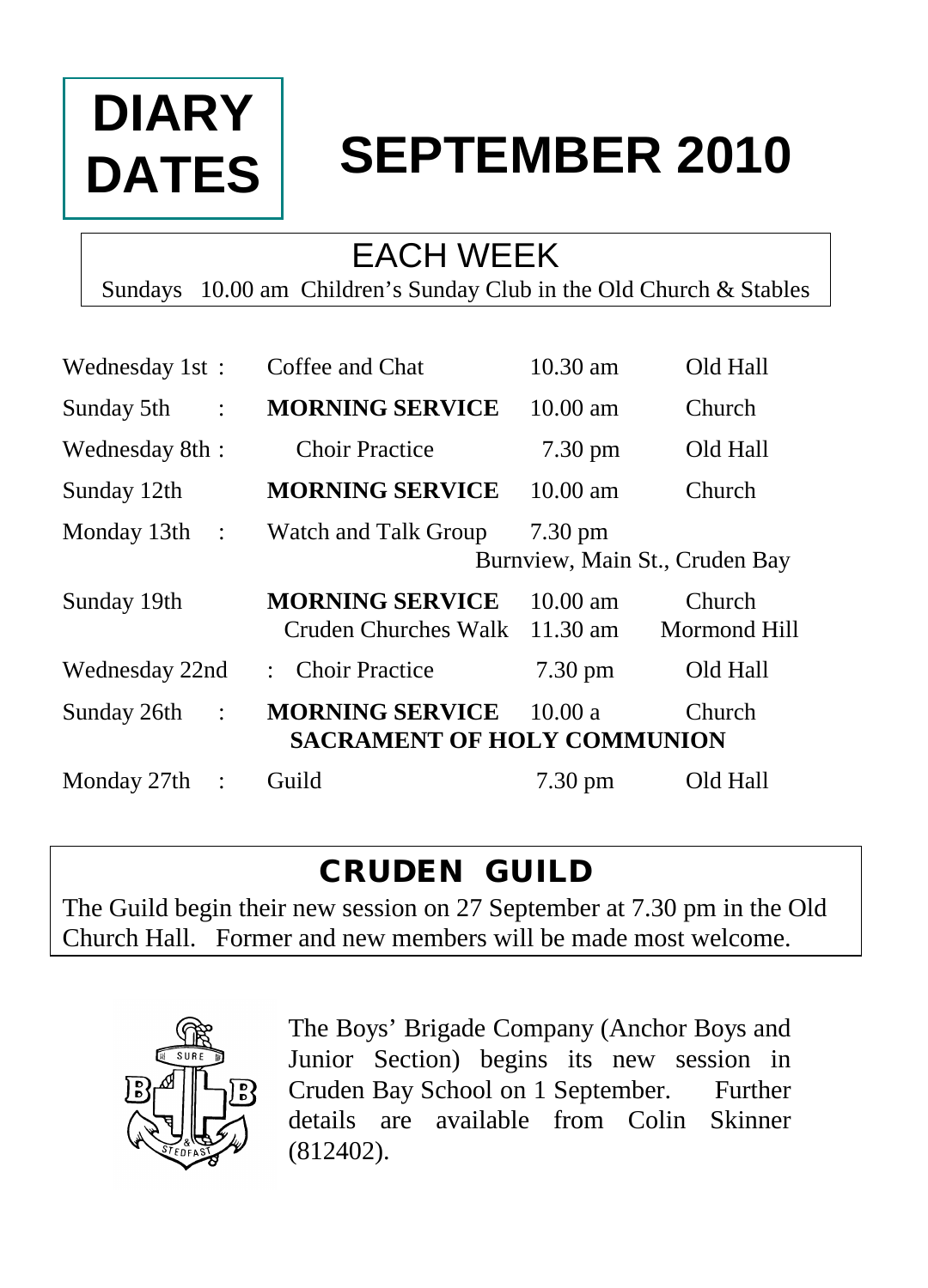# DIARY DATES

# SEPTEMBER 2010

## EACH WEEK

Sundays 10.00 am Children's Sunday Club in the Old Church & Stables

| Date | Event | Time | Venue |
|---|---|---|---|
| Wednesday 1st : | Coffee and Chat | 10.30 am | Old Hall |
| Sunday 5th : | **MORNING SERVICE** | 10.00 am | Church |
| Wednesday 8th : | Choir Practice | 7.30 pm | Old Hall |
| Sunday 12th | **MORNING SERVICE** | 10.00 am | Church |
| Monday 13th : | Watch and Talk Group | 7.30 pm | Burnview, Main St., Cruden Bay |
| Sunday 19th | **MORNING SERVICE** | 10.00 am | Church |
| | Cruden Churches Walk | 11.30 am | Mormond Hill |
| Wednesday 22nd : | Choir Practice | 7.30 pm | Old Hall |
| Sunday 26th : | **MORNING SERVICE** | 10.00 a | Church |
| | **SACRAMENT OF HOLY COMMUNION** | | |
| Monday 27th : | Guild | 7.30 pm | Old Hall |

## CRUDEN GUILD

The Guild begin their new session on 27 September at 7.30 pm in the Old Church Hall. Former and new members will be made most welcome.

The Boys' Brigade Company (Anchor Boys and Junior Section) begins its new session in Cruden Bay School on 1 September. Further details are available from Colin Skinner (812402).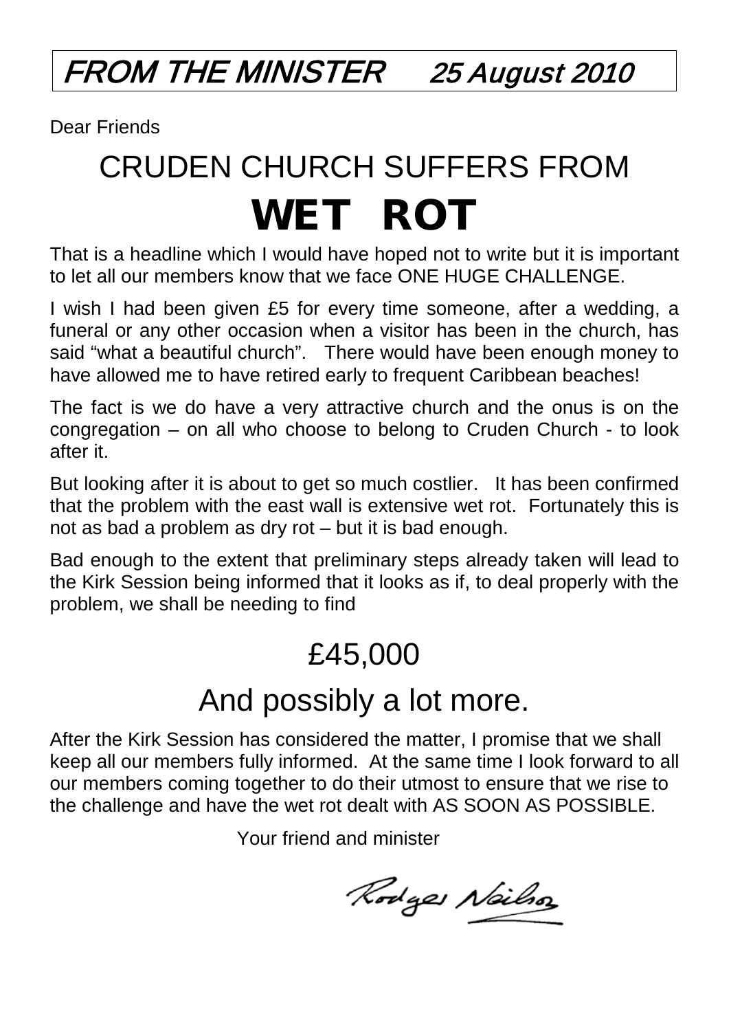# *FROM THE MINISTER 25 August 2010*

Dear Friends

## CRUDEN CHURCH SUFFERS FROM

# WET ROT

That is a headline which I would have hoped not to write but it is important to let all our members know that we face ONE HUGE CHALLENGE.

I wish I had been given £5 for every time someone, after a wedding, a funeral or any other occasion when a visitor has been in the church, has said "what a beautiful church". There would have been enough money to have allowed me to have retired early to frequent Caribbean beaches!

The fact is we do have a very attractive church and the onus is on the congregation – on all who choose to belong to Cruden Church - to look after it.

But looking after it is about to get so much costlier. It has been confirmed that the problem with the east wall is extensive wet rot. Fortunately this is not as bad a problem as dry rot – but it is bad enough.

Bad enough to the extent that preliminary steps already taken will lead to the Kirk Session being informed that it looks as if, to deal properly with the problem, we shall be needing to find

## £45,000

## And possibly a lot more.

After the Kirk Session has considered the matter, I promise that we shall keep all our members fully informed. At the same time I look forward to all our members coming together to do their utmost to ensure that we rise to the challenge and have the wet rot dealt with AS SOON AS POSSIBLE.

Your friend and minister

Rodger Neilson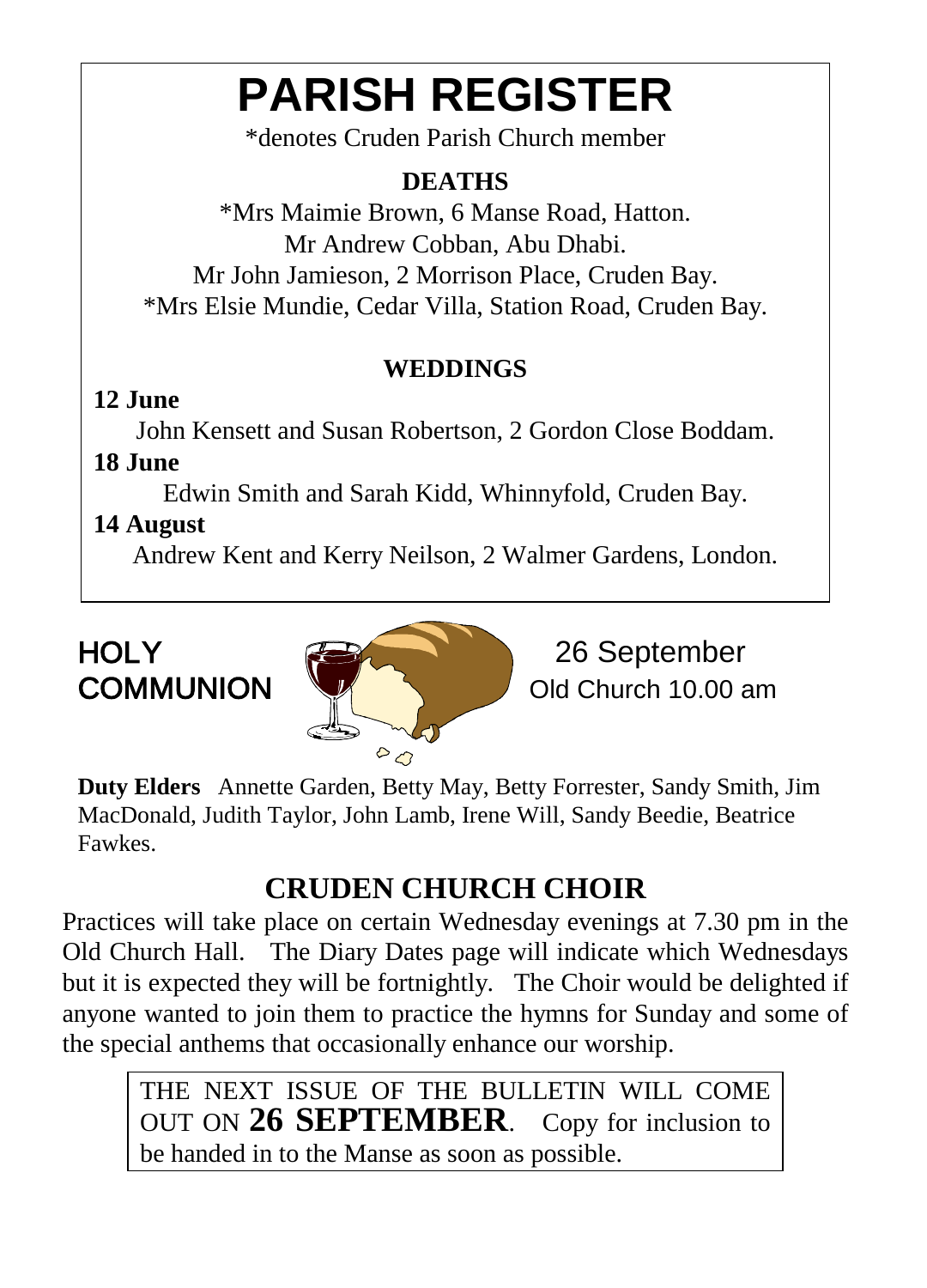# PARISH REGISTER

*denotes Cruden Parish Church member

### DEATHS

*Mrs Maimie Brown, 6 Manse Road, Hatton.
Mr Andrew Cobban, Abu Dhabi.
Mr John Jamieson, 2 Morrison Place, Cruden Bay.
*Mrs Elsie Mundie, Cedar Villa, Station Road, Cruden Bay.

### WEDDINGS

**12 June**

John Kensett and Susan Robertson, 2 Gordon Close Boddam.

**18 June**

Edwin Smith and Sarah Kidd, Whinnyfold, Cruden Bay.

**14 August**

Andrew Kent and Kerry Neilson, 2 Walmer Gardens, London.

## HOLY COMMUNION

26 September
Old Church 10.00 am

**Duty Elders** Annette Garden, Betty May, Betty Forrester, Sandy Smith, Jim MacDonald, Judith Taylor, John Lamb, Irene Will, Sandy Beedie, Beatrice Fawkes.

## CRUDEN CHURCH CHOIR

Practices will take place on certain Wednesday evenings at 7.30 pm in the Old Church Hall. The Diary Dates page will indicate which Wednesdays but it is expected they will be fortnightly. The Choir would be delighted if anyone wanted to join them to practice the hymns for Sunday and some of the special anthems that occasionally enhance our worship.

THE NEXT ISSUE OF THE BULLETIN WILL COME OUT ON **26 SEPTEMBER**. Copy for inclusion to be handed in to the Manse as soon as possible.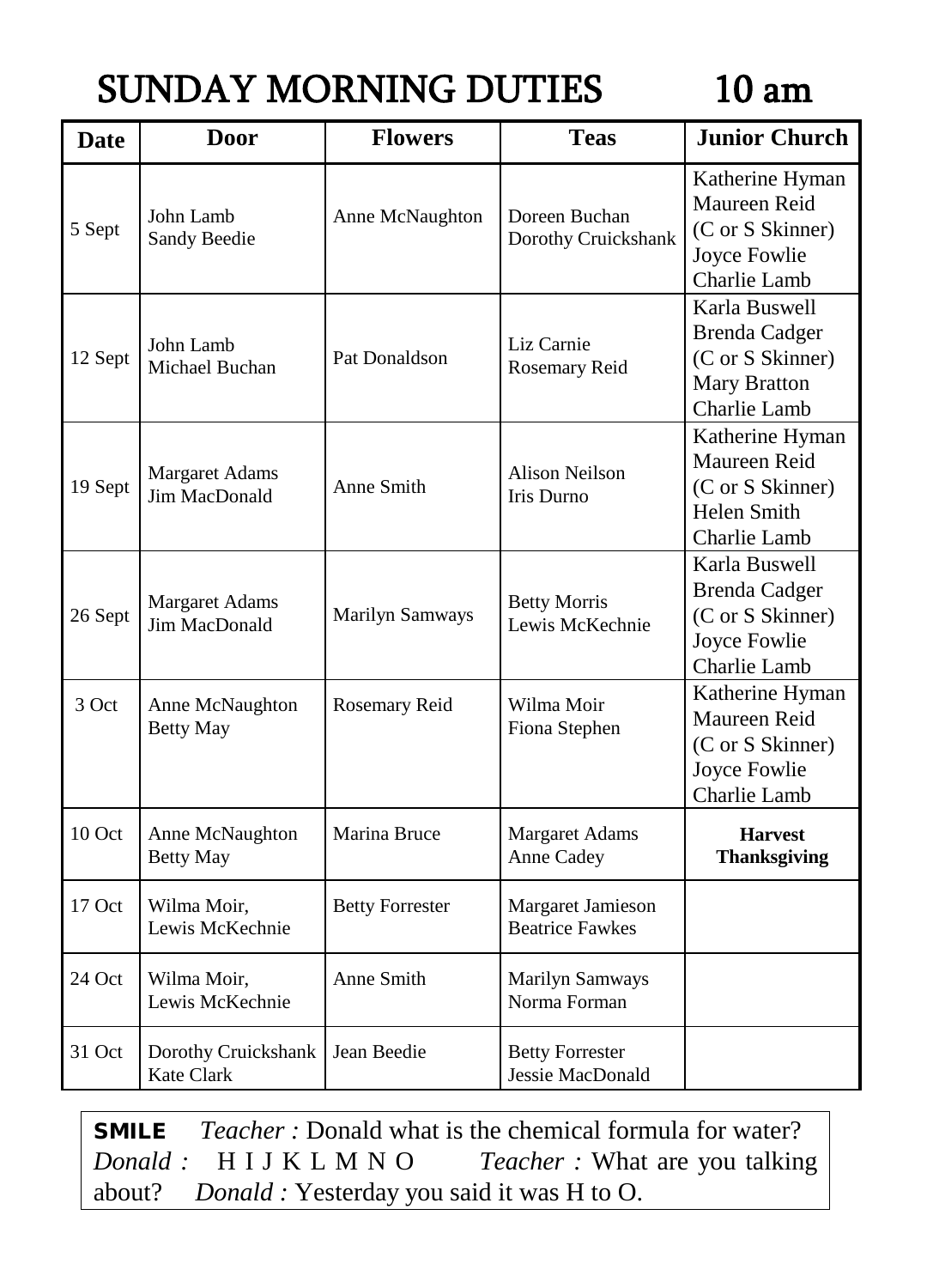# SUNDAY MORNING DUTIES 10 am

| Date | Door | Flowers | Teas | Junior Church |
|---|---|---|---|---|
| 5 Sept | John Lamb<br>Sandy Beedie | Anne McNaughton | Doreen Buchan<br>Dorothy Cruickshank | Katherine Hyman<br>Maureen Reid<br>(C or S Skinner)<br>Joyce Fowlie<br>Charlie Lamb |
| 12 Sept | John Lamb<br>Michael Buchan | Pat Donaldson | Liz Carnie<br>Rosemary Reid | Karla Buswell<br>Brenda Cadger<br>(C or S Skinner)<br>Mary Bratton<br>Charlie Lamb |
| 19 Sept | Margaret Adams<br>Jim MacDonald | Anne Smith | Alison Neilson<br>Iris Durno | Katherine Hyman<br>Maureen Reid<br>(C or S Skinner)<br>Helen Smith<br>Charlie Lamb |
| 26 Sept | Margaret Adams<br>Jim MacDonald | Marilyn Samways | Betty Morris<br>Lewis McKechnie | Karla Buswell<br>Brenda Cadger<br>(C or S Skinner)<br>Joyce Fowlie<br>Charlie Lamb |
| 3 Oct | Anne McNaughton<br>Betty May | Rosemary Reid | Wilma Moir<br>Fiona Stephen | Katherine Hyman<br>Maureen Reid<br>(C or S Skinner)<br>Joyce Fowlie<br>Charlie Lamb |
| 10 Oct | Anne McNaughton<br>Betty May | Marina Bruce | Margaret Adams<br>Anne Cadey | **Harvest Thanksgiving** |
| 17 Oct | Wilma Moir,<br>Lewis McKechnie | Betty Forrester | Margaret Jamieson<br>Beatrice Fawkes | |
| 24 Oct | Wilma Moir,<br>Lewis McKechnie | Anne Smith | Marilyn Samways<br>Norma Forman | |
| 31 Oct | Dorothy Cruickshank<br>Kate Clark | Jean Beedie | Betty Forrester<br>Jessie MacDonald | |

**SMILE** *Teacher :* Donald what is the chemical formula for water? *Donald :* H I J K L M N O *Teacher :* What are you talking about? *Donald :* Yesterday you said it was H to O.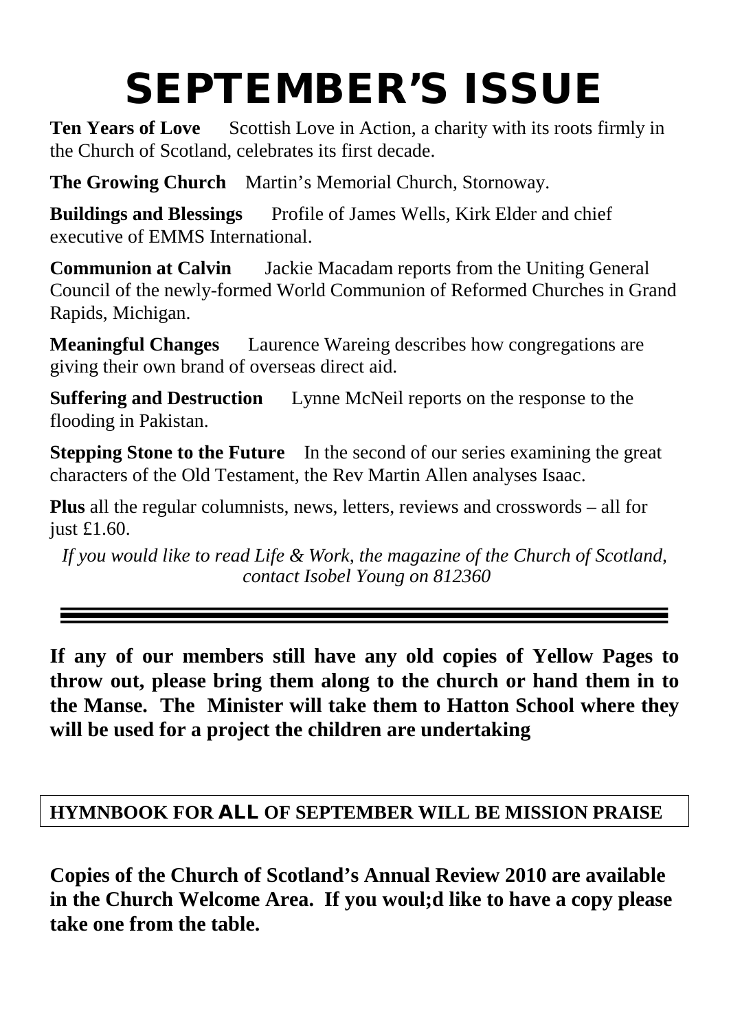# SEPTEMBER'S ISSUE

**Ten Years of Love** Scottish Love in Action, a charity with its roots firmly in the Church of Scotland, celebrates its first decade.

**The Growing Church** Martin's Memorial Church, Stornoway.

**Buildings and Blessings** Profile of James Wells, Kirk Elder and chief executive of EMMS International.

**Communion at Calvin** Jackie Macadam reports from the Uniting General Council of the newly-formed World Communion of Reformed Churches in Grand Rapids, Michigan.

**Meaningful Changes** Laurence Wareing describes how congregations are giving their own brand of overseas direct aid.

**Suffering and Destruction** Lynne McNeil reports on the response to the flooding in Pakistan.

**Stepping Stone to the Future** In the second of our series examining the great characters of the Old Testament, the Rev Martin Allen analyses Isaac.

**Plus** all the regular columnists, news, letters, reviews and crosswords – all for just £1.60.

*If you would like to read Life & Work, the magazine of the Church of Scotland, contact Isobel Young on 812360*

---

**If any of our members still have any old copies of Yellow Pages to throw out, please bring them along to the church or hand them in to the Manse. The Minister will take them to Hatton School where they will be used for a project the children are undertaking**

**HYMNBOOK FOR ALL OF SEPTEMBER WILL BE MISSION PRAISE**

**Copies of the Church of Scotland's Annual Review 2010 are available in the Church Welcome Area. If you woul;d like to have a copy please take one from the table.**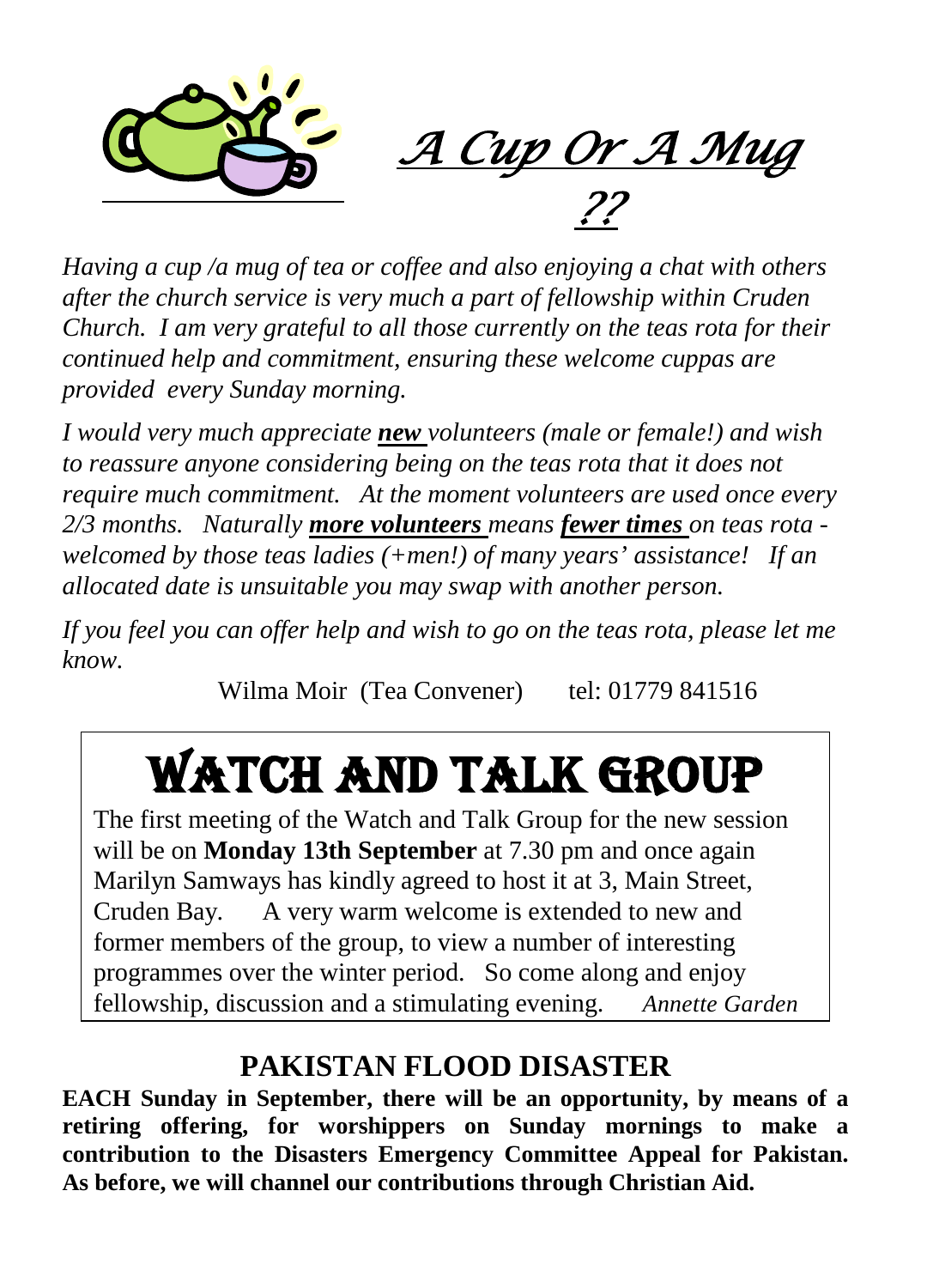# *A Cup Or A Mug ??*

*Having a cup /a mug of tea or coffee and also enjoying a chat with others after the church service is very much a part of fellowship within Cruden Church. I am very grateful to all those currently on the teas rota for their continued help and commitment, ensuring these welcome cuppas are provided every Sunday morning.*

*I would very much appreciate **new** volunteers (male or female!) and wish to reassure anyone considering being on the teas rota that it does not require much commitment. At the moment volunteers are used once every 2/3 months. Naturally **more volunteers** means **fewer times** on teas rota - welcomed by those teas ladies (+men!) of many years' assistance! If an allocated date is unsuitable you may swap with another person.*

*If you feel you can offer help and wish to go on the teas rota, please let me know.*

Wilma Moir (Tea Convener) tel: 01779 841516

# WATCH AND TALK GROUP

The first meeting of the Watch and Talk Group for the new session will be on **Monday 13th September** at 7.30 pm and once again Marilyn Samways has kindly agreed to host it at 3, Main Street, Cruden Bay. A very warm welcome is extended to new and former members of the group, to view a number of interesting programmes over the winter period. So come along and enjoy fellowship, discussion and a stimulating evening. *Annette Garden*

## PAKISTAN FLOOD DISASTER

**EACH Sunday in September, there will be an opportunity, by means of a retiring offering, for worshippers on Sunday mornings to make a contribution to the Disasters Emergency Committee Appeal for Pakistan. As before, we will channel our contributions through Christian Aid.**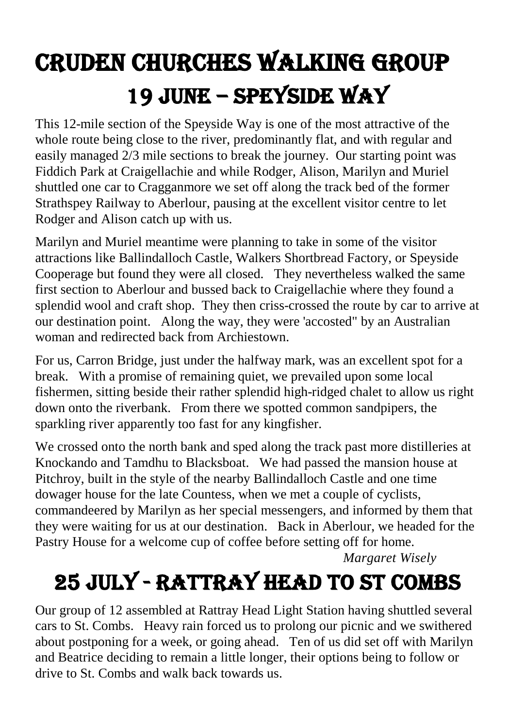# Cruden Churches Walking Group

## 19 June – Speyside Way

This 12-mile section of the Speyside Way is one of the most attractive of the whole route being close to the river, predominantly flat, and with regular and easily managed 2/3 mile sections to break the journey. Our starting point was Fiddich Park at Craigellachie and while Rodger, Alison, Marilyn and Muriel shuttled one car to Cragganmore we set off along the track bed of the former Strathspey Railway to Aberlour, pausing at the excellent visitor centre to let Rodger and Alison catch up with us.

Marilyn and Muriel meantime were planning to take in some of the visitor attractions like Ballindalloch Castle, Walkers Shortbread Factory, or Speyside Cooperage but found they were all closed. They nevertheless walked the same first section to Aberlour and bussed back to Craigellachie where they found a splendid wool and craft shop. They then criss-crossed the route by car to arrive at our destination point. Along the way, they were 'accosted" by an Australian woman and redirected back from Archiestown.

For us, Carron Bridge, just under the halfway mark, was an excellent spot for a break. With a promise of remaining quiet, we prevailed upon some local fishermen, sitting beside their rather splendid high-ridged chalet to allow us right down onto the riverbank. From there we spotted common sandpipers, the sparkling river apparently too fast for any kingfisher.

We crossed onto the north bank and sped along the track past more distilleries at Knockando and Tamdhu to Blacksboat. We had passed the mansion house at Pitchroy, built in the style of the nearby Ballindalloch Castle and one time dowager house for the late Countess, when we met a couple of cyclists, commandeered by Marilyn as her special messengers, and informed by them that they were waiting for us at our destination. Back in Aberlour, we headed for the Pastry House for a welcome cup of coffee before setting off for home.

*Margaret Wisely*

## 25 July - Rattray Head to St Combs

Our group of 12 assembled at Rattray Head Light Station having shuttled several cars to St. Combs. Heavy rain forced us to prolong our picnic and we swithered about postponing for a week, or going ahead. Ten of us did set off with Marilyn and Beatrice deciding to remain a little longer, their options being to follow or drive to St. Combs and walk back towards us.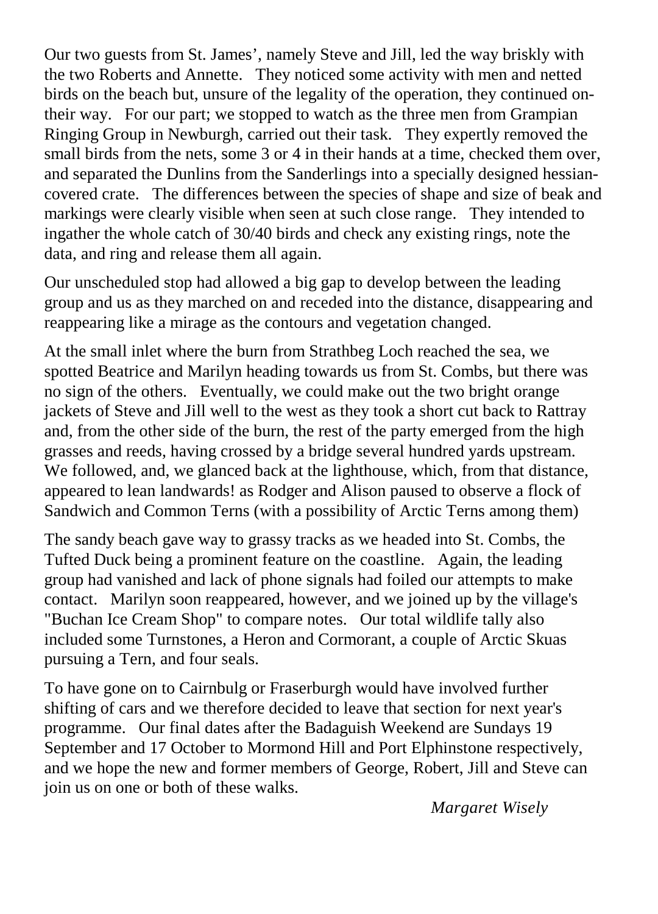Our two guests from St. James', namely Steve and Jill, led the way briskly with the two Roberts and Annette. They noticed some activity with men and netted birds on the beach but, unsure of the legality of the operation, they continued on-their way. For our part; we stopped to watch as the three men from Grampian Ringing Group in Newburgh, carried out their task. They expertly removed the small birds from the nets, some 3 or 4 in their hands at a time, checked them over, and separated the Dunlins from the Sanderlings into a specially designed hessian-covered crate. The differences between the species of shape and size of beak and markings were clearly visible when seen at such close range. They intended to ingather the whole catch of 30/40 birds and check any existing rings, note the data, and ring and release them all again.

Our unscheduled stop had allowed a big gap to develop between the leading group and us as they marched on and receded into the distance, disappearing and reappearing like a mirage as the contours and vegetation changed.

At the small inlet where the burn from Strathbeg Loch reached the sea, we spotted Beatrice and Marilyn heading towards us from St. Combs, but there was no sign of the others. Eventually, we could make out the two bright orange jackets of Steve and Jill well to the west as they took a short cut back to Rattray and, from the other side of the burn, the rest of the party emerged from the high grasses and reeds, having crossed by a bridge several hundred yards upstream. We followed, and, we glanced back at the lighthouse, which, from that distance, appeared to lean landwards! as Rodger and Alison paused to observe a flock of Sandwich and Common Terns (with a possibility of Arctic Terns among them)

The sandy beach gave way to grassy tracks as we headed into St. Combs, the Tufted Duck being a prominent feature on the coastline. Again, the leading group had vanished and lack of phone signals had foiled our attempts to make contact. Marilyn soon reappeared, however, and we joined up by the village's "Buchan Ice Cream Shop" to compare notes. Our total wildlife tally also included some Turnstones, a Heron and Cormorant, a couple of Arctic Skuas pursuing a Tern, and four seals.

To have gone on to Cairnbulg or Fraserburgh would have involved further shifting of cars and we therefore decided to leave that section for next year's programme. Our final dates after the Badaguish Weekend are Sundays 19 September and 17 October to Mormond Hill and Port Elphinstone respectively, and we hope the new and former members of George, Robert, Jill and Steve can join us on one or both of these walks.

*Margaret Wisely*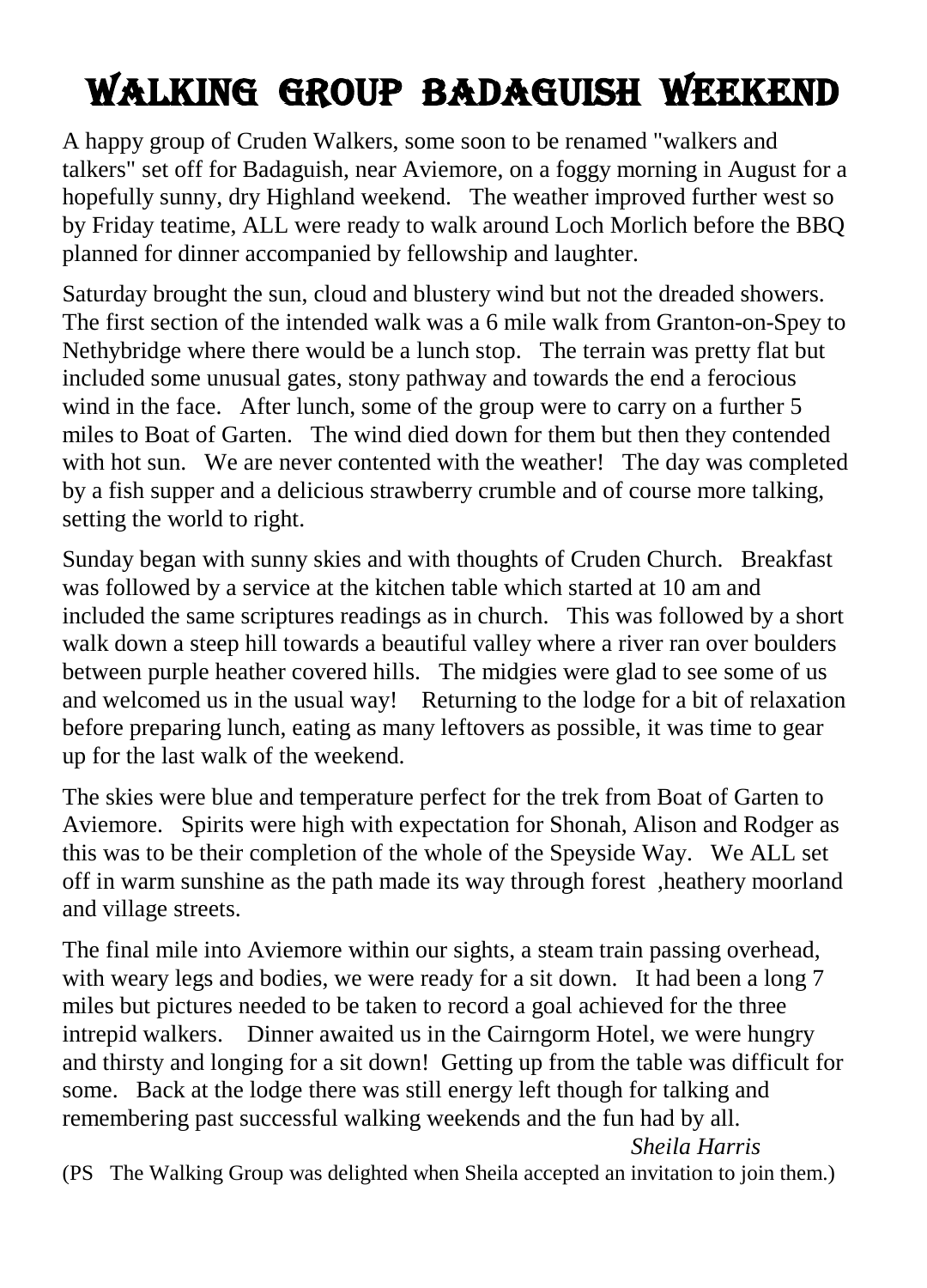# Walking Group Badaguish Weekend

A happy group of Cruden Walkers, some soon to be renamed "walkers and talkers" set off for Badaguish, near Aviemore, on a foggy morning in August for a hopefully sunny, dry Highland weekend. The weather improved further west so by Friday teatime, ALL were ready to walk around Loch Morlich before the BBQ planned for dinner accompanied by fellowship and laughter.

Saturday brought the sun, cloud and blustery wind but not the dreaded showers. The first section of the intended walk was a 6 mile walk from Granton-on-Spey to Nethybridge where there would be a lunch stop. The terrain was pretty flat but included some unusual gates, stony pathway and towards the end a ferocious wind in the face. After lunch, some of the group were to carry on a further 5 miles to Boat of Garten. The wind died down for them but then they contended with hot sun. We are never contented with the weather! The day was completed by a fish supper and a delicious strawberry crumble and of course more talking, setting the world to right.

Sunday began with sunny skies and with thoughts of Cruden Church. Breakfast was followed by a service at the kitchen table which started at 10 am and included the same scriptures readings as in church. This was followed by a short walk down a steep hill towards a beautiful valley where a river ran over boulders between purple heather covered hills. The midgies were glad to see some of us and welcomed us in the usual way! Returning to the lodge for a bit of relaxation before preparing lunch, eating as many leftovers as possible, it was time to gear up for the last walk of the weekend.

The skies were blue and temperature perfect for the trek from Boat of Garten to Aviemore. Spirits were high with expectation for Shonah, Alison and Rodger as this was to be their completion of the whole of the Speyside Way. We ALL set off in warm sunshine as the path made its way through forest ,heathery moorland and village streets.

The final mile into Aviemore within our sights, a steam train passing overhead, with weary legs and bodies, we were ready for a sit down. It had been a long 7 miles but pictures needed to be taken to record a goal achieved for the three intrepid walkers. Dinner awaited us in the Cairngorm Hotel, we were hungry and thirsty and longing for a sit down! Getting up from the table was difficult for some. Back at the lodge there was still energy left though for talking and remembering past successful walking weekends and the fun had by all.

*Sheila Harris*

(PS The Walking Group was delighted when Sheila accepted an invitation to join them.)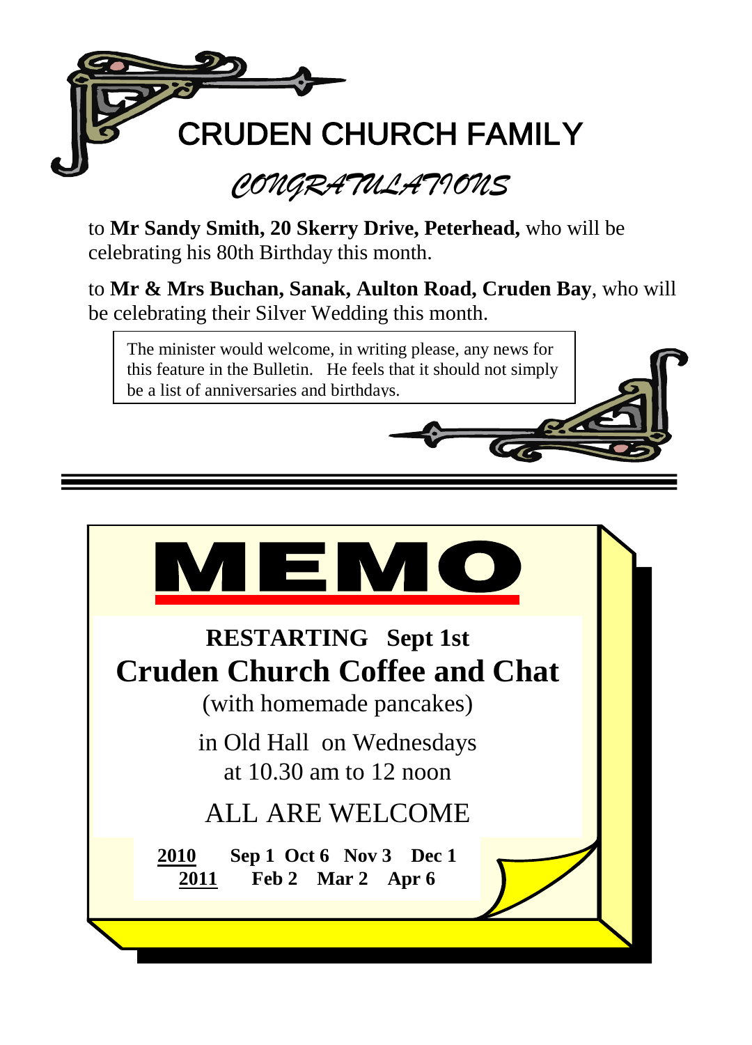# CRUDEN CHURCH FAMILY

## *CONGRATULATIONS*

to **Mr Sandy Smith, 20 Skerry Drive, Peterhead,** who will be celebrating his 80th Birthday this month.

to **Mr & Mrs Buchan, Sanak, Aulton Road, Cruden Bay**, who will be celebrating their Silver Wedding this month.

The minister would welcome, in writing please, any news for this feature in the Bulletin. He feels that it should not simply be a list of anniversaries and birthdays.

---

# MEMO

**RESTARTING Sept 1st**

## Cruden Church Coffee and Chat

(with homemade pancakes)

in Old Hall on Wednesdays
at 10.30 am to 12 noon

ALL ARE WELCOME

**2010** **Sep 1 Oct 6 Nov 3 Dec 1**
**2011** **Feb 2 Mar 2 Apr 6**